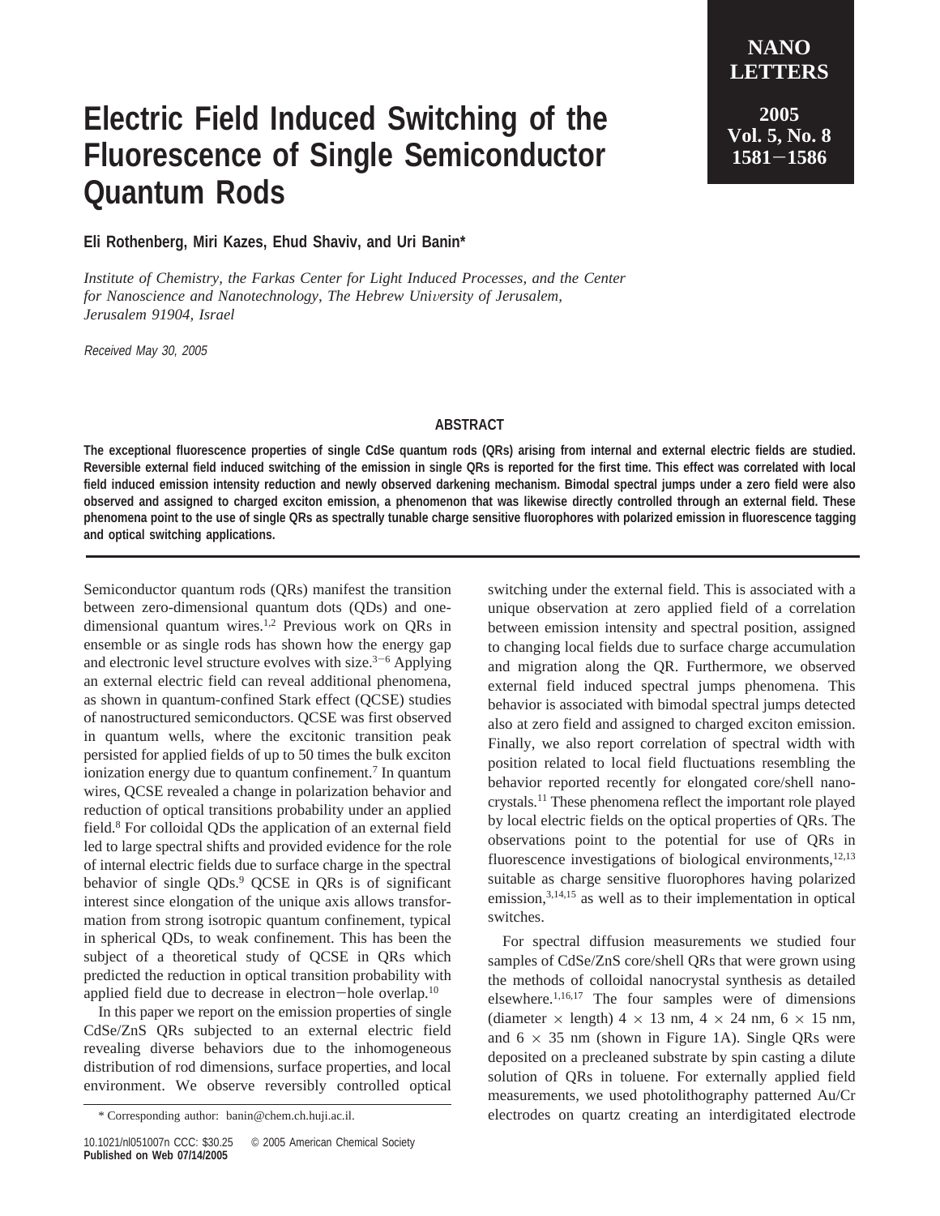# Electric Field Induced Switching of the Fluorescence of Single Semiconductor Quantum Rods

**Eli Rothenberg, Miri Kazes, Ehud Shaviv, and Uri Banin***

*Institute of Chemistry, the Farkas Center for Light Induced Processes, and the Center for Nanoscience and Nanotechnology, The Hebrew University of Jerusalem, Jerusalem 91904, Israel*

*Received May 30, 2005*

## ABSTRACT

**The exceptional fluorescence properties of single CdSe quantum rods (QRs) arising from internal and external electric fields are studied. Reversible external field induced switching of the emission in single QRs is reported for the first time. This effect was correlated with local field induced emission intensity reduction and newly observed darkening mechanism. Bimodal spectral jumps under a zero field were also observed and assigned to charged exciton emission, a phenomenon that was likewise directly controlled through an external field. These phenomena point to the use of single QRs as spectrally tunable charge sensitive fluorophores with polarized emission in fluorescence tagging and optical switching applications.**

Semiconductor quantum rods (QRs) manifest the transition between zero-dimensional quantum dots (QDs) and one-dimensional quantum wires.[1,2] Previous work on QRs in ensemble or as single rods has shown how the energy gap and electronic level structure evolves with size.[3−6] Applying an external electric field can reveal additional phenomena, as shown in quantum-confined Stark effect (QCSE) studies of nanostructured semiconductors. QCSE was first observed in quantum wells, where the excitonic transition peak persisted for applied fields of up to 50 times the bulk exciton ionization energy due to quantum confinement.[7] In quantum wires, QCSE revealed a change in polarization behavior and reduction of optical transitions probability under an applied field.[8] For colloidal QDs the application of an external field led to large spectral shifts and provided evidence for the role of internal electric fields due to surface charge in the spectral behavior of single QDs.[9] QCSE in QRs is of significant interest since elongation of the unique axis allows transformation from strong isotropic quantum confinement, typical in spherical QDs, to weak confinement. This has been the subject of a theoretical study of QCSE in QRs which predicted the reduction in optical transition probability with applied field due to decrease in electron−hole overlap.[10]

In this paper we report on the emission properties of single CdSe/ZnS QRs subjected to an external electric field revealing diverse behaviors due to the inhomogeneous distribution of rod dimensions, surface properties, and local environment. We observe reversibly controlled optical switching under the external field. This is associated with a unique observation at zero applied field of a correlation between emission intensity and spectral position, assigned to changing local fields due to surface charge accumulation and migration along the QR. Furthermore, we observed external field induced spectral jumps phenomena. This behavior is associated with bimodal spectral jumps detected also at zero field and assigned to charged exciton emission. Finally, we also report correlation of spectral width with position related to local field fluctuations resembling the behavior reported recently for elongated core/shell nanocrystals.[11] These phenomena reflect the important role played by local electric fields on the optical properties of QRs. The observations point to the potential for use of QRs in fluorescence investigations of biological environments,[12,13] suitable as charge sensitive fluorophores having polarized emission,[3,14,15] as well as to their implementation in optical switches.

For spectral diffusion measurements we studied four samples of CdSe/ZnS core/shell QRs that were grown using the methods of colloidal nanocrystal synthesis as detailed elsewhere.[1,16,17] The four samples were of dimensions (diameter × length) 4 × 13 nm, 4 × 24 nm, 6 × 15 nm, and 6 × 35 nm (shown in Figure 1A). Single QRs were deposited on a precleaned substrate by spin casting a dilute solution of QRs in toluene. For externally applied field measurements, we used photolithography patterned Au/Cr electrodes on quartz creating an interdigitated electrode

\* Corresponding author: banin@chem.ch.huji.ac.il.

10.1021/nl051007n CCC: $30.25 © 2005 American Chemical Society
**Published on Web 07/14/2005**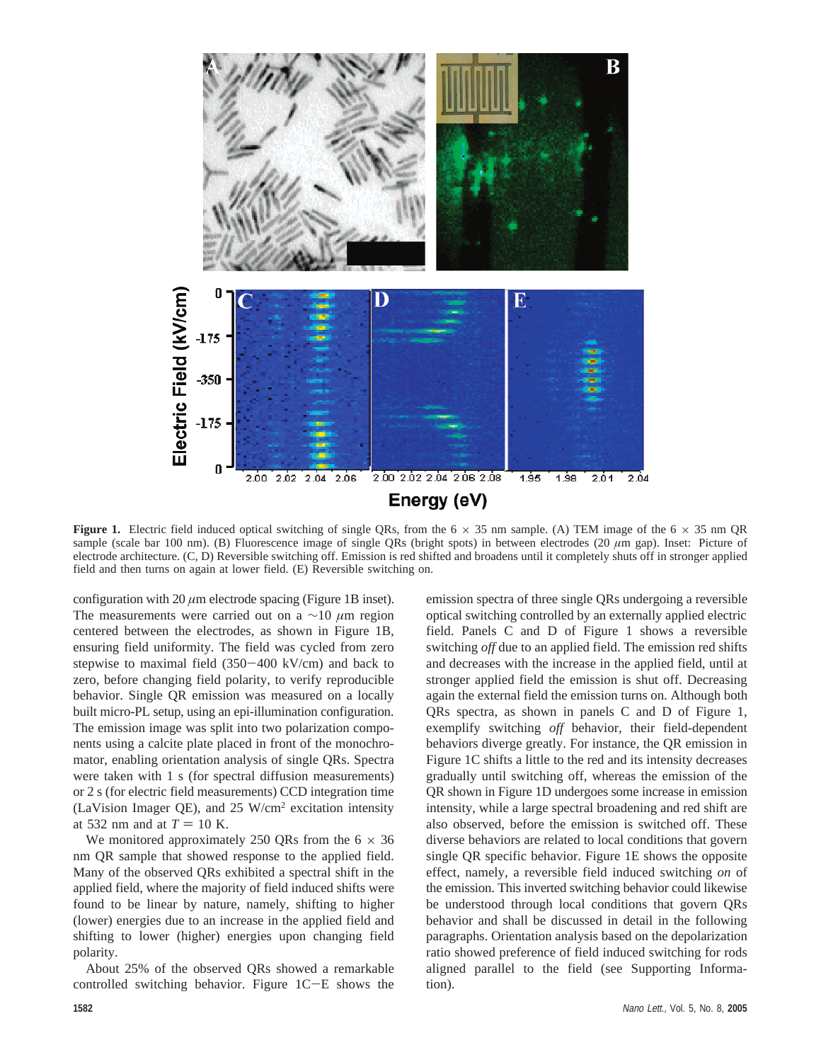**Figure 1.** Electric field induced optical switching of single QRs, from the 6 × 35 nm sample. (A) TEM image of the 6 × 35 nm QR sample (scale bar 100 nm). (B) Fluorescence image of single QRs (bright spots) in between electrodes (20 $\mu$m gap). Inset: Picture of electrode architecture. (C, D) Reversible switching off. Emission is red shifted and broadens until it completely shuts off in stronger applied field and then turns on again at lower field. (E) Reversible switching on.

configuration with 20 $\mu$m electrode spacing (Figure 1B inset). The measurements were carried out on a ~10 $\mu$m region centered between the electrodes, as shown in Figure 1B, ensuring field uniformity. The field was cycled from zero stepwise to maximal field (350−400 kV/cm) and back to zero, before changing field polarity, to verify reproducible behavior. Single QR emission was measured on a locally built micro-PL setup, using an epi-illumination configuration. The emission image was split into two polarization components using a calcite plate placed in front of the monochromator, enabling orientation analysis of single QRs. Spectra were taken with 1 s (for spectral diffusion measurements) or 2 s (for electric field measurements) CCD integration time (LaVision Imager QE), and 25 W/cm$^2$ excitation intensity at 532 nm and at $T = 10$ K.

We monitored approximately 250 QRs from the 6 × 36 nm QR sample that showed response to the applied field. Many of the observed QRs exhibited a spectral shift in the applied field, where the majority of field induced shifts were found to be linear by nature, namely, shifting to higher (lower) energies due to an increase in the applied field and shifting to lower (higher) energies upon changing field polarity.

About 25% of the observed QRs showed a remarkable controlled switching behavior. Figure 1C−E shows the emission spectra of three single QRs undergoing a reversible optical switching controlled by an externally applied electric field. Panels C and D of Figure 1 shows a reversible switching *off* due to an applied field. The emission red shifts and decreases with the increase in the applied field, until at stronger applied field the emission is shut off. Decreasing again the external field the emission turns on. Although both QRs spectra, as shown in panels C and D of Figure 1, exemplify switching *off* behavior, their field-dependent behaviors diverge greatly. For instance, the QR emission in Figure 1C shifts a little to the red and its intensity decreases gradually until switching off, whereas the emission of the QR shown in Figure 1D undergoes some increase in emission intensity, while a large spectral broadening and red shift are also observed, before the emission is switched off. These diverse behaviors are related to local conditions that govern single QR specific behavior. Figure 1E shows the opposite effect, namely, a reversible field induced switching *on* of the emission. This inverted switching behavior could likewise be understood through local conditions that govern QRs behavior and shall be discussed in detail in the following paragraphs. Orientation analysis based on the depolarization ratio showed preference of field induced switching for rods aligned parallel to the field (see Supporting Information).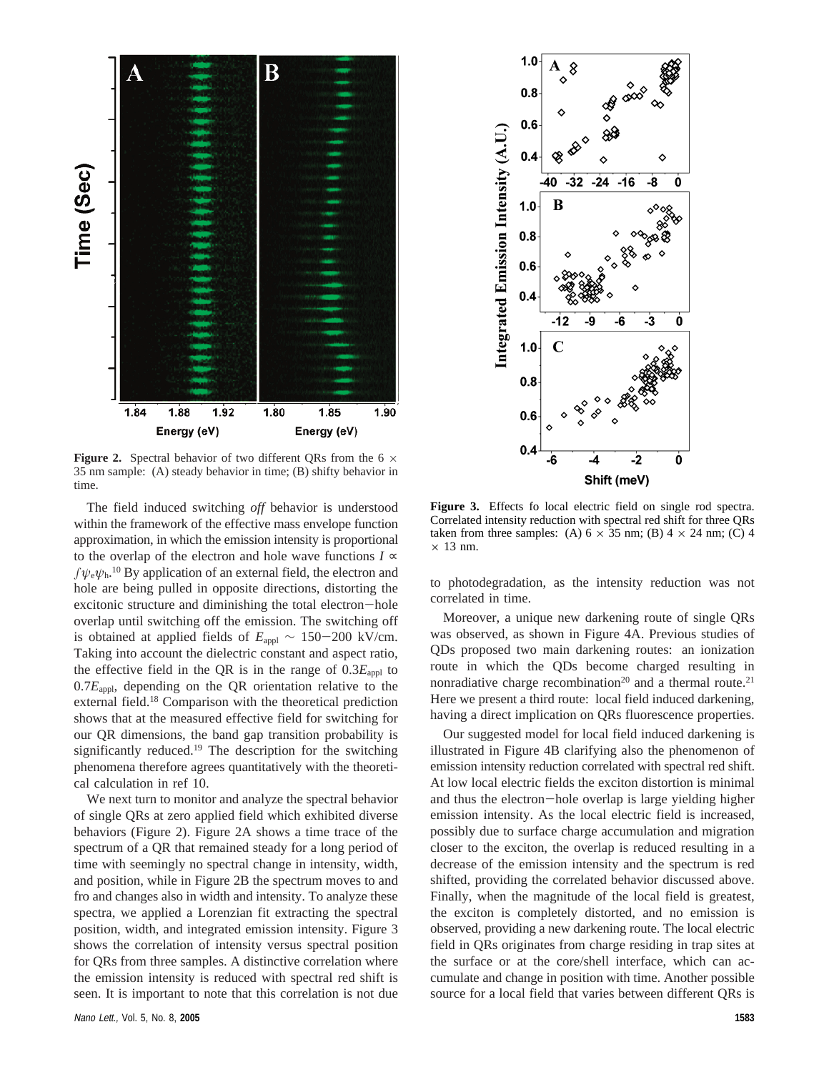**Figure 2.** Spectral behavior of two different QRs from the 6 × 35 nm sample: (A) steady behavior in time; (B) shifty behavior in time.

The field induced switching *off* behavior is understood within the framework of the effective mass envelope function approximation, in which the emission intensity is proportional to the overlap of the electron and hole wave functions $I \propto \int \psi_e \psi_h$.[10] By application of an external field, the electron and hole are being pulled in opposite directions, distorting the excitonic structure and diminishing the total electron–hole overlap until switching off the emission. The switching off is obtained at applied fields of $E_{appl} \sim 150-200$ kV/cm. Taking into account the dielectric constant and aspect ratio, the effective field in the QR is in the range of $0.3E_{appl}$ to $0.7E_{appl}$, depending on the QR orientation relative to the external field.[18] Comparison with the theoretical prediction shows that at the measured effective field for switching for our QR dimensions, the band gap transition probability is significantly reduced.[19] The description for the switching phenomena therefore agrees quantitatively with the theoretical calculation in ref 10.

We next turn to monitor and analyze the spectral behavior of single QRs at zero applied field which exhibited diverse behaviors (Figure 2). Figure 2A shows a time trace of the spectrum of a QR that remained steady for a long period of time with seemingly no spectral change in intensity, width, and position, while in Figure 2B the spectrum moves to and fro and changes also in width and intensity. To analyze these spectra, we applied a Lorenzian fit extracting the spectral position, width, and integrated emission intensity. Figure 3 shows the correlation of intensity versus spectral position for QRs from three samples. A distinctive correlation where the emission intensity is reduced with spectral red shift is seen. It is important to note that this correlation is not due to photodegradation, as the intensity reduction was not correlated in time.

**Figure 3.** Effects fo local electric field on single rod spectra. Correlated intensity reduction with spectral red shift for three QRs taken from three samples: (A) 6 × 35 nm; (B) 4 × 24 nm; (C) 4 × 13 nm.

Moreover, a unique new darkening route of single QRs was observed, as shown in Figure 4A. Previous studies of QDs proposed two main darkening routes: an ionization route in which the QDs become charged resulting in nonradiative charge recombination[20] and a thermal route.[21] Here we present a third route: local field induced darkening, having a direct implication on QRs fluorescence properties.

Our suggested model for local field induced darkening is illustrated in Figure 4B clarifying also the phenomenon of emission intensity reduction correlated with spectral red shift. At low local electric fields the exciton distortion is minimal and thus the electron–hole overlap is large yielding higher emission intensity. As the local electric field is increased, possibly due to surface charge accumulation and migration closer to the exciton, the overlap is reduced resulting in a decrease of the emission intensity and the spectrum is red shifted, providing the correlated behavior discussed above. Finally, when the magnitude of the local field is greatest, the exciton is completely distorted, and no emission is observed, providing a new darkening route. The local electric field in QRs originates from charge residing in trap sites at the surface or at the core/shell interface, which can accumulate and change in position with time. Another possible source for a local field that varies between different QRs is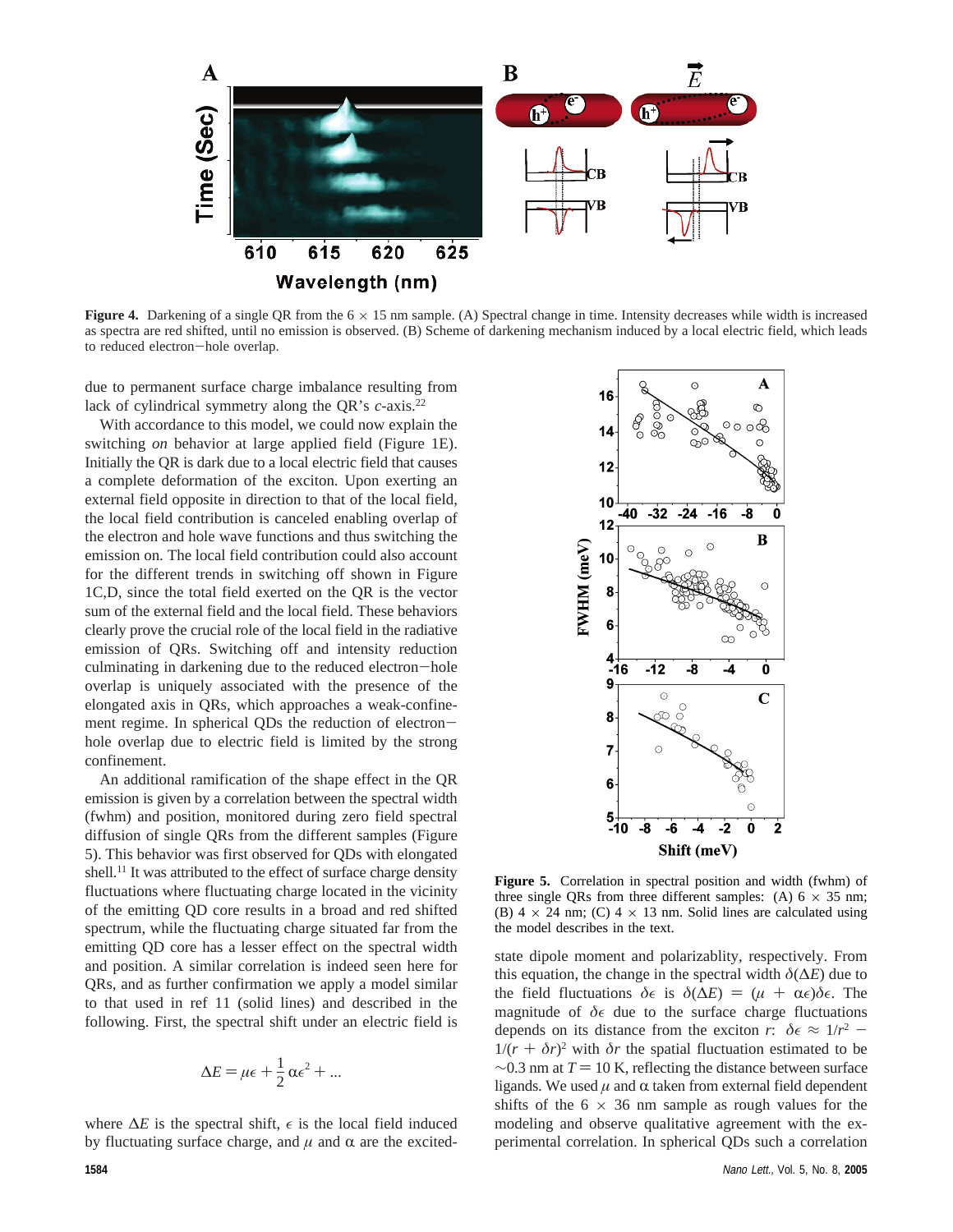Figure 4. Darkening of a single QR from the 6 × 15 nm sample. (A) Spectral change in time. Intensity decreases while width is increased as spectra are red shifted, until no emission is observed. (B) Scheme of darkening mechanism induced by a local electric field, which leads to reduced electron−hole overlap.

due to permanent surface charge imbalance resulting from lack of cylindrical symmetry along the QR's *c*-axis.[22]

With accordance to this model, we could now explain the switching *on* behavior at large applied field (Figure 1E). Initially the QR is dark due to a local electric field that causes a complete deformation of the exciton. Upon exerting an external field opposite in direction to that of the local field, the local field contribution is canceled enabling overlap of the electron and hole wave functions and thus switching the emission on. The local field contribution could also account for the different trends in switching off shown in Figure 1C,D, since the total field exerted on the QR is the vector sum of the external field and the local field. These behaviors clearly prove the crucial role of the local field in the radiative emission of QRs. Switching off and intensity reduction culminating in darkening due to the reduced electron−hole overlap is uniquely associated with the presence of the elongated axis in QRs, which approaches a weak-confinement regime. In spherical QDs the reduction of electron−hole overlap due to electric field is limited by the strong confinement.

An additional ramification of the shape effect in the QR emission is given by a correlation between the spectral width (fwhm) and position, monitored during zero field spectral diffusion of single QRs from the different samples (Figure 5). This behavior was first observed for QDs with elongated shell.[11] It was attributed to the effect of surface charge density fluctuations where fluctuating charge located in the vicinity of the emitting QD core results in a broad and red shifted spectrum, while the fluctuating charge situated far from the emitting QD core has a lesser effect on the spectral width and position. A similar correlation is indeed seen here for QRs, and as further confirmation we apply a model similar to that used in ref 11 (solid lines) and described in the following. First, the spectral shift under an electric field is

$$\Delta E = \mu\epsilon + \frac{1}{2}\alpha\epsilon^2 + ...$$

where $\Delta E$ is the spectral shift, $\epsilon$ is the local field induced by fluctuating surface charge, and $\mu$ and $\alpha$ are the excited-

Figure 5. Correlation in spectral position and width (fwhm) of three single QRs from three different samples: (A) 6 × 35 nm; (B) 4 × 24 nm; (C) 4 × 13 nm. Solid lines are calculated using the model describes in the text.

state dipole moment and polarizablity, respectively. From this equation, the change in the spectral width $\delta(\Delta E)$ due to the field fluctuations $\delta\epsilon$ is $\delta(\Delta E) = (\mu + \alpha\epsilon)\delta\epsilon$. The magnitude of $\delta\epsilon$ due to the surface charge fluctuations depends on its distance from the exciton $r$: $\delta\epsilon \approx 1/r^2 - 1/(r + \delta r)^2$ with $\delta r$ the spatial fluctuation estimated to be $\sim$0.3 nm at $T = 10$ K, reflecting the distance between surface ligands. We used $\mu$ and $\alpha$ taken from external field dependent shifts of the 6 × 36 nm sample as rough values for the modeling and observe qualitative agreement with the experimental correlation. In spherical QDs such a correlation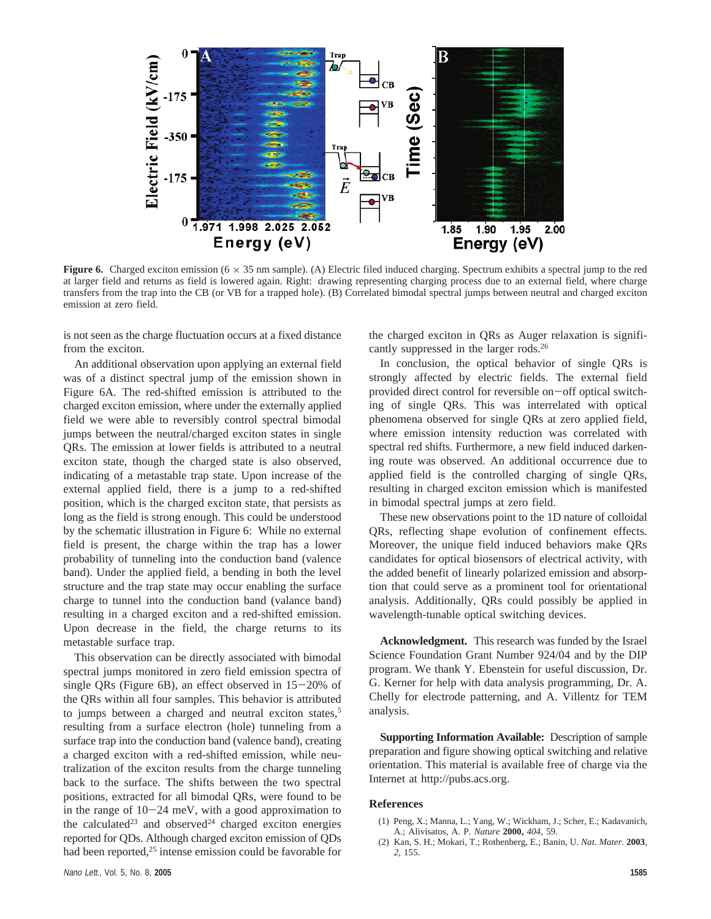Electric Field (kV/cm)

0

-175

-350

-175

0

1.971 1.998 2.025 2.052

Energy (eV)

Trap

CB

VB

Trap

CB

VB

$\vec{E}$

Time (Sec)

1.85 1.90 1.95 2.00

Energy (eV)

**Figure 6.** Charged exciton emission (6 × 35 nm sample). (A) Electric filed induced charging. Spectrum exhibits a spectral jump to the red at larger field and returns as field is lowered again. Right: drawing representing charging process due to an external field, where charge transfers from the trap into the CB (or VB for a trapped hole). (B) Correlated bimodal spectral jumps between neutral and charged exciton emission at zero field.

is not seen as the charge fluctuation occurs at a fixed distance from the exciton.

An additional observation upon applying an external field was of a distinct spectral jump of the emission shown in Figure 6A. The red-shifted emission is attributed to the charged exciton emission, where under the externally applied field we were able to reversibly control spectral bimodal jumps between the neutral/charged exciton states in single QRs. The emission at lower fields is attributed to a neutral exciton state, though the charged state is also observed, indicating of a metastable trap state. Upon increase of the external applied field, there is a jump to a red-shifted position, which is the charged exciton state, that persists as long as the field is strong enough. This could be understood by the schematic illustration in Figure 6: While no external field is present, the charge within the trap has a lower probability of tunneling into the conduction band (valence band). Under the applied field, a bending in both the level structure and the trap state may occur enabling the surface charge to tunnel into the conduction band (valance band) resulting in a charged exciton and a red-shifted emission. Upon decrease in the field, the charge returns to its metastable surface trap.

This observation can be directly associated with bimodal spectral jumps monitored in zero field emission spectra of single QRs (Figure 6B), an effect observed in 15−20% of the QRs within all four samples. This behavior is attributed to jumps between a charged and neutral exciton states,[5] resulting from a surface electron (hole) tunneling from a surface trap into the conduction band (valence band), creating a charged exciton with a red-shifted emission, while neutralization of the exciton results from the charge tunneling back to the surface. The shifts between the two spectral positions, extracted for all bimodal QRs, were found to be in the range of 10−24 meV, with a good approximation to the calculated[23] and observed[24] charged exciton energies reported for QDs. Although charged exciton emission of QDs had been reported,[25] intense emission could be favorable for the charged exciton in QRs as Auger relaxation is significantly suppressed in the larger rods.[26]

In conclusion, the optical behavior of single QRs is strongly affected by electric fields. The external field provided direct control for reversible on−off optical switching of single QRs. This was interrelated with optical phenomena observed for single QRs at zero applied field, where emission intensity reduction was correlated with spectral red shifts. Furthermore, a new field induced darkening route was observed. An additional occurrence due to applied field is the controlled charging of single QRs, resulting in charged exciton emission which is manifested in bimodal spectral jumps at zero field.

These new observations point to the 1D nature of colloidal QRs, reflecting shape evolution of confinement effects. Moreover, the unique field induced behaviors make QRs candidates for optical biosensors of electrical activity, with the added benefit of linearly polarized emission and absorption that could serve as a prominent tool for orientational analysis. Additionally, QRs could possibly be applied in wavelength-tunable optical switching devices.

**Acknowledgment.** This research was funded by the Israel Science Foundation Grant Number 924/04 and by the DIP program. We thank Y. Ebenstein for useful discussion, Dr. G. Kerner for help with data analysis programming, Dr. A. Chelly for electrode patterning, and A. Villentz for TEM analysis.

**Supporting Information Available:** Description of sample preparation and figure showing optical switching and relative orientation. This material is available free of charge via the Internet at http://pubs.acs.org.

## References

(1) Peng, X.; Manna, L.; Yang, W.; Wickham, J.; Scher, E.; Kadavanich, A.; Alivisatos, A. P. *Nature* **2000,** *404*, 59.

(2) Kan, S. H.; Mokari, T.; Rothenberg, E.; Banin, U. *Nat. Mater.* **2003**, *2*, 155.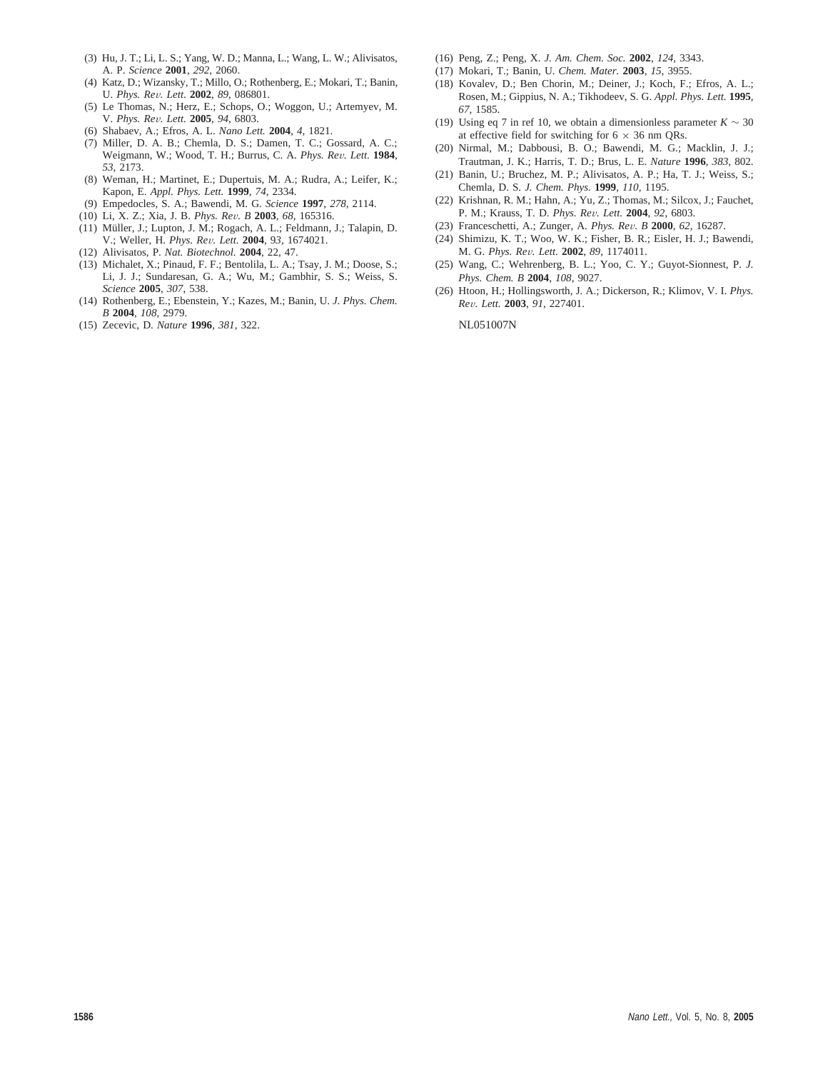(3) Hu, J. T.; Li, L. S.; Yang, W. D.; Manna, L.; Wang, L. W.; Alivisatos, A. P. *Science* **2001**, *292*, 2060.
(4) Katz, D.; Wizansky, T.; Millo, O.; Rothenberg, E.; Mokari, T.; Banin, U. *Phys. Rev. Lett.* **2002**, *89*, 086801.
(5) Le Thomas, N.; Herz, E.; Schops, O.; Woggon, U.; Artemyev, M. V. *Phys. Rev. Lett.* **2005**, *94*, 6803.
(6) Shabaev, A.; Efros, A. L. *Nano Lett.* **2004**, *4*, 1821.
(7) Miller, D. A. B.; Chemla, D. S.; Damen, T. C.; Gossard, A. C.; Weigmann, W.; Wood, T. H.; Burrus, C. A. *Phys. Rev. Lett.* **1984**, *53*, 2173.
(8) Weman, H.; Martinet, E.; Dupertuis, M. A.; Rudra, A.; Leifer, K.; Kapon, E. *Appl. Phys. Lett.* **1999**, *74*, 2334.
(9) Empedocles, S. A.; Bawendi, M. G. *Science* **1997**, *278*, 2114.
(10) Li, X. Z.; Xia, J. B. *Phys. Rev. B* **2003**, *68*, 165316.
(11) Müller, J.; Lupton, J. M.; Rogach, A. L.; Feldmann, J.; Talapin, D. V.; Weller, H. *Phys. Rev. Lett.* **2004**, *93*, 1674021.
(12) Alivisatos, P. *Nat. Biotechnol.* **2004**, 22, 47.
(13) Michalet, X.; Pinaud, F. F.; Bentolila, L. A.; Tsay, J. M.; Doose, S.; Li, J. J.; Sundaresan, G. A.; Wu, M.; Gambhir, S. S.; Weiss, S. *Science* **2005**, *307*, 538.
(14) Rothenberg, E.; Ebenstein, Y.; Kazes, M.; Banin, U. *J. Phys. Chem. B* **2004**, *108*, 2979.
(15) Zecevic, D. *Nature* **1996**, *381*, 322.
(16) Peng, Z.; Peng, X. *J. Am. Chem. Soc.* **2002**, *124*, 3343.
(17) Mokari, T.; Banin, U. *Chem. Mater.* **2003**, *15*, 3955.
(18) Kovalev, D.; Ben Chorin, M.; Deiner, J.; Koch, F.; Efros, A. L.; Rosen, M.; Gippius, N. A.; Tikhodeev, S. G. *Appl. Phys. Lett.* **1995**, *67*, 1585.
(19) Using eq 7 in ref 10, we obtain a dimensionless parameter $K \sim 30$ at effective field for switching for $6 \times 36$ nm QRs.
(20) Nirmal, M.; Dabbousi, B. O.; Bawendi, M. G.; Macklin, J. J.; Trautman, J. K.; Harris, T. D.; Brus, L. E. *Nature* **1996**, *383*, 802.
(21) Banin, U.; Bruchez, M. P.; Alivisatos, A. P.; Ha, T. J.; Weiss, S.; Chemla, D. S. *J. Chem. Phys.* **1999**, *110*, 1195.
(22) Krishnan, R. M.; Hahn, A.; Yu, Z.; Thomas, M.; Silcox, J.; Fauchet, P. M.; Krauss, T. D. *Phys. Rev. Lett.* **2004**, *92*, 6803.
(23) Franceschetti, A.; Zunger, A. *Phys. Rev. B* **2000**, *62*, 16287.
(24) Shimizu, K. T.; Woo, W. K.; Fisher, B. R.; Eisler, H. J.; Bawendi, M. G. *Phys. Rev. Lett.* **2002**, *89*, 1174011.
(25) Wang, C.; Wehrenberg, B. L.; Yoo, C. Y.; Guyot-Sionnest, P. *J. Phys. Chem. B* **2004**, *108*, 9027.
(26) Htoon, H.; Hollingsworth, J. A.; Dickerson, R.; Klimov, V. I. *Phys. Rev. Lett.* **2003**, *91*, 227401.

NL051007N